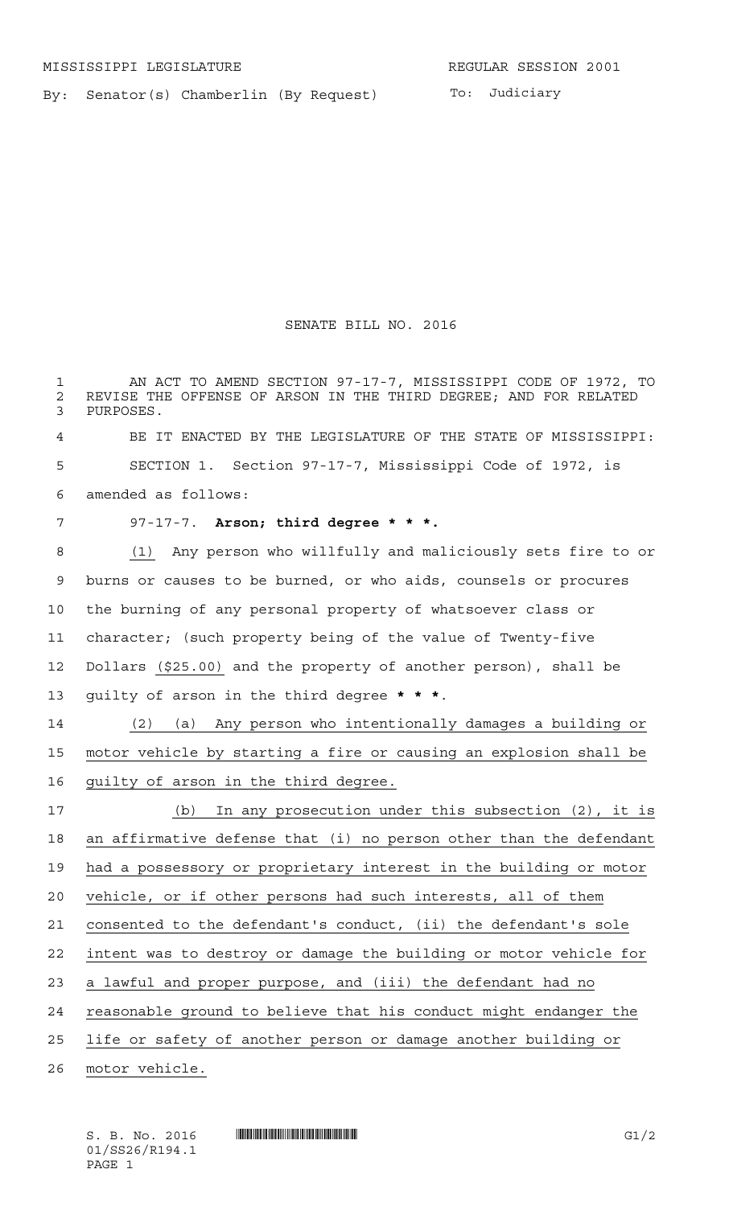MISSISSIPPI LEGISLATURE REGULAR SESSION 2001

By: Senator(s) Chamberlin (By Request) To: Judiciary

# SENATE BILL NO. 2016

AN ACT TO AMEND SECTION 97-17-7, MISSISSIPPI CODE OF 1972, TO REVISE THE OFFENSE OF ARSON IN THE THIRD DEGREE; AND FOR RELATED PURPOSES.

BE IT ENACTED BY THE LEGISLATURE OF THE STATE OF MISSISSIPPI:

SECTION 1. Section 97-17-7, Mississippi Code of 1972, is amended as follows:

97-17-7. **Arson; third degree * * *.**

(1) Any person who willfully and maliciously sets fire to or burns or causes to be burned, or who aids, counsels or procures the burning of any personal property of whatsoever class or character; (such property being of the value of Twenty-five Dollars ($25.00) and the property of another person), shall be guilty of arson in the third degree **\* \* \***.

(2) (a) Any person who intentionally damages a building or motor vehicle by starting a fire or causing an explosion shall be guilty of arson in the third degree.

(b) In any prosecution under this subsection (2), it is an affirmative defense that (i) no person other than the defendant had a possessory or proprietary interest in the building or motor vehicle, or if other persons had such interests, all of them consented to the defendant's conduct, (ii) the defendant's sole intent was to destroy or damage the building or motor vehicle for a lawful and proper purpose, and (iii) the defendant had no reasonable ground to believe that his conduct might endanger the life or safety of another person or damage another building or motor vehicle.

S. B. No. 2016 G1/2
01/SS26/R194.1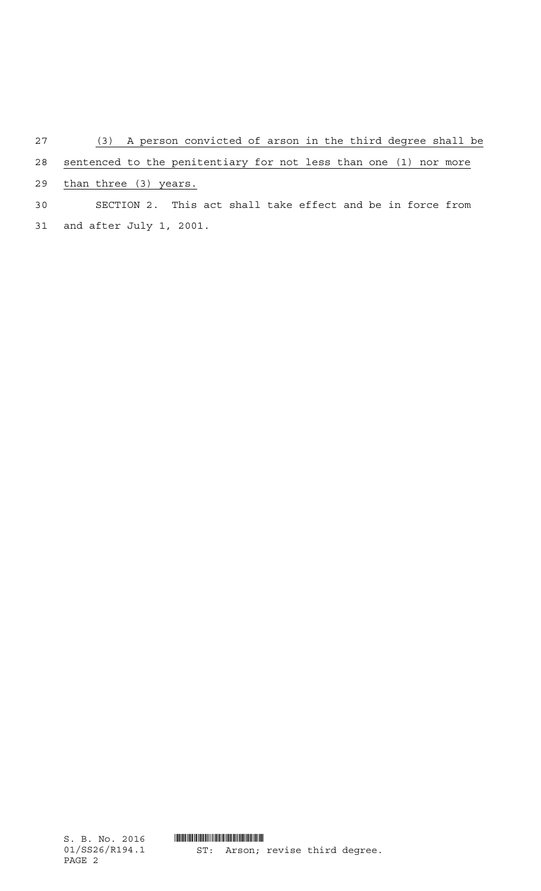(3) A person convicted of arson in the third degree shall be sentenced to the penitentiary for not less than one (1) nor more than three (3) years.

SECTION 2. This act shall take effect and be in force from and after July 1, 2001.

S. B. No. 2016
01/SS26/R194.1
ST: Arson; revise third degree.